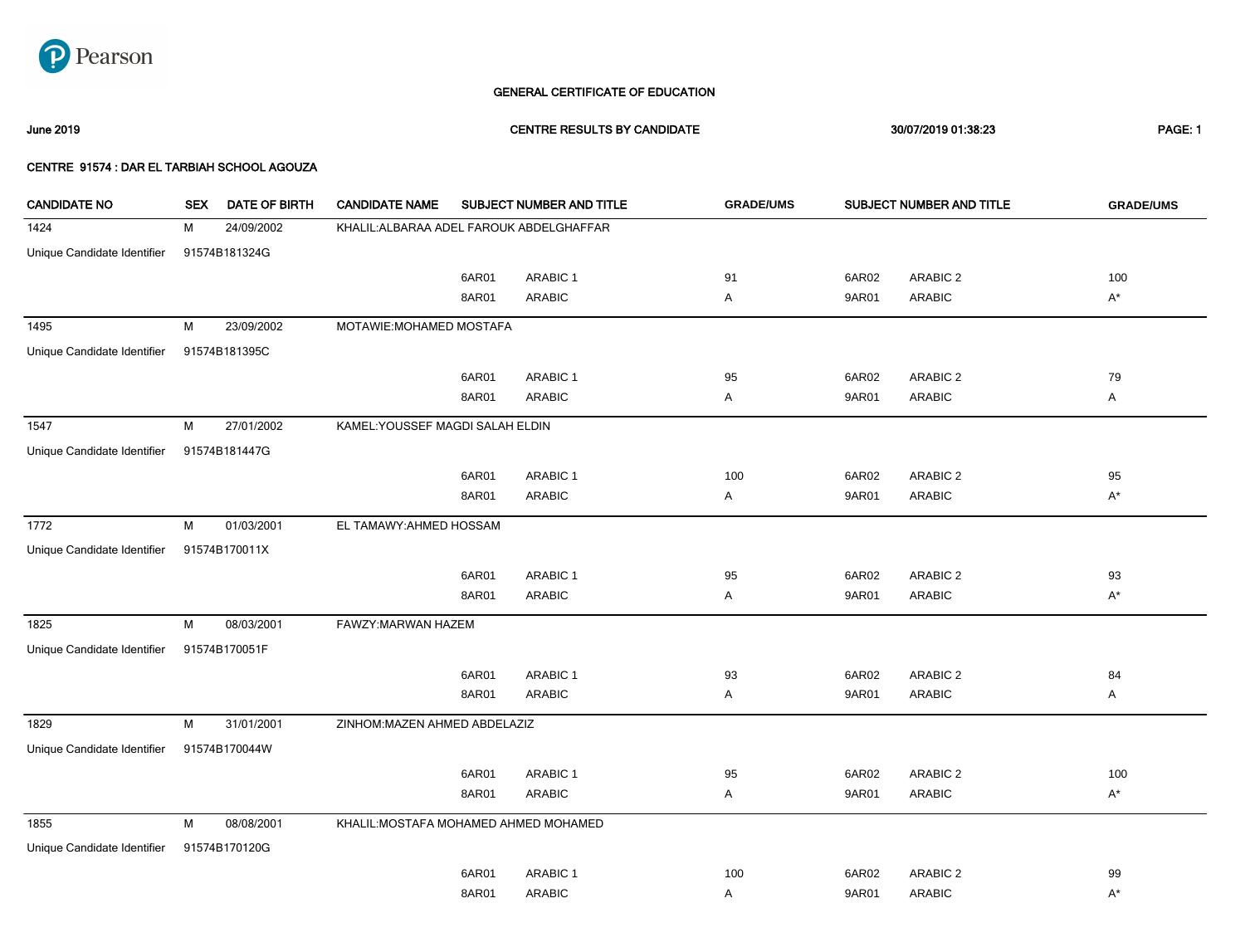Pearson

## GENERAL CERTIFICATE OF EDUCATION

**June 2019** — **CENTRE RESULTS BY CANDIDATE** — **30/07/2019 01:38:23**

**CENTRE 91574 : DAR EL TARBIAH SCHOOL AGOUZA**

| CANDIDATE NO | SEX | DATE OF BIRTH | CANDIDATE NAME | SUBJECT NUMBER AND TITLE | | GRADE/UMS | SUBJECT NUMBER AND TITLE | | GRADE/UMS |
|---|---|---|---|---|---|---|---|---|---|
| 1424 | M | 24/09/2002 | KHALIL:ALBARAA ADEL FAROUK ABDELGHAFFAR | | | | | | |
| Unique Candidate Identifier | 91574B181324G | | | | | | | | |
| | | | | 6AR01 | ARABIC 1 | 91 | 6AR02 | ARABIC 2 | 100 |
| | | | | 8AR01 | ARABIC | A | 9AR01 | ARABIC | A* |
| 1495 | M | 23/09/2002 | MOTAWIE:MOHAMED MOSTAFA | | | | | | |
| Unique Candidate Identifier | 91574B181395C | | | | | | | | |
| | | | | 6AR01 | ARABIC 1 | 95 | 6AR02 | ARABIC 2 | 79 |
| | | | | 8AR01 | ARABIC | A | 9AR01 | ARABIC | A |
| 1547 | M | 27/01/2002 | KAMEL:YOUSSEF MAGDI SALAH ELDIN | | | | | | |
| Unique Candidate Identifier | 91574B181447G | | | | | | | | |
| | | | | 6AR01 | ARABIC 1 | 100 | 6AR02 | ARABIC 2 | 95 |
| | | | | 8AR01 | ARABIC | A | 9AR01 | ARABIC | A* |
| 1772 | M | 01/03/2001 | EL TAMAWY:AHMED HOSSAM | | | | | | |
| Unique Candidate Identifier | 91574B170011X | | | | | | | | |
| | | | | 6AR01 | ARABIC 1 | 95 | 6AR02 | ARABIC 2 | 93 |
| | | | | 8AR01 | ARABIC | A | 9AR01 | ARABIC | A* |
| 1825 | M | 08/03/2001 | FAWZY:MARWAN HAZEM | | | | | | |
| Unique Candidate Identifier | 91574B170051F | | | | | | | | |
| | | | | 6AR01 | ARABIC 1 | 93 | 6AR02 | ARABIC 2 | 84 |
| | | | | 8AR01 | ARABIC | A | 9AR01 | ARABIC | A |
| 1829 | M | 31/01/2001 | ZINHOM:MAZEN AHMED ABDELAZIZ | | | | | | |
| Unique Candidate Identifier | 91574B170044W | | | | | | | | |
| | | | | 6AR01 | ARABIC 1 | 95 | 6AR02 | ARABIC 2 | 100 |
| | | | | 8AR01 | ARABIC | A | 9AR01 | ARABIC | A* |
| 1855 | M | 08/08/2001 | KHALIL:MOSTAFA MOHAMED AHMED MOHAMED | | | | | | |
| Unique Candidate Identifier | 91574B170120G | | | | | | | | |
| | | | | 6AR01 | ARABIC 1 | 100 | 6AR02 | ARABIC 2 | 99 |
| | | | | 8AR01 | ARABIC | A | 9AR01 | ARABIC | A* |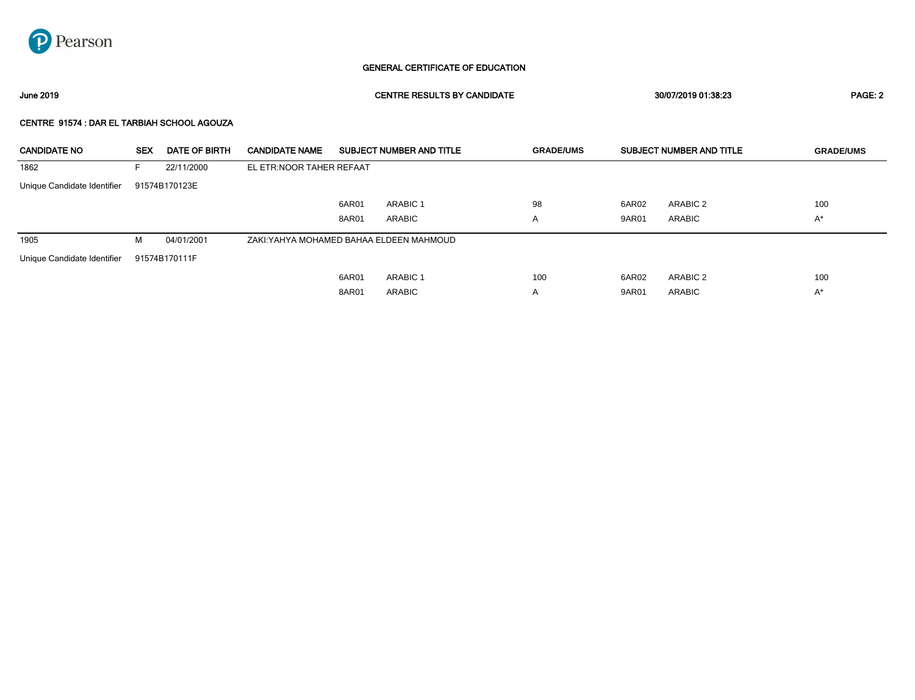GENERAL CERTIFICATE OF EDUCATION

June 2019 | CENTRE RESULTS BY CANDIDATE | 30/07/2019 01:38:23

CENTRE 91574 : DAR EL TARBIAH SCHOOL AGOUZA

| CANDIDATE NO | SEX | DATE OF BIRTH | CANDIDATE NAME | SUBJECT NUMBER AND TITLE | | GRADE/UMS | SUBJECT NUMBER AND TITLE | | GRADE/UMS |
|---|---|---|---|---|---|---|---|---|---|
| 1862 | F | 22/11/2000 | EL ETR:NOOR TAHER REFAAT | | | | | | |
| Unique Candidate Identifier | 91574B170123E | | | | | | | | |
| | | | | 6AR01 | ARABIC 1 | 98 | 6AR02 | ARABIC 2 | 100 |
| | | | | 8AR01 | ARABIC | A | 9AR01 | ARABIC | A* |
| 1905 | M | 04/01/2001 | ZAKI:YAHYA MOHAMED BAHAA ELDEEN MAHMOUD | | | | | | |
| Unique Candidate Identifier | 91574B170111F | | | | | | | | |
| | | | | 6AR01 | ARABIC 1 | 100 | 6AR02 | ARABIC 2 | 100 |
| | | | | 8AR01 | ARABIC | A | 9AR01 | ARABIC | A* |